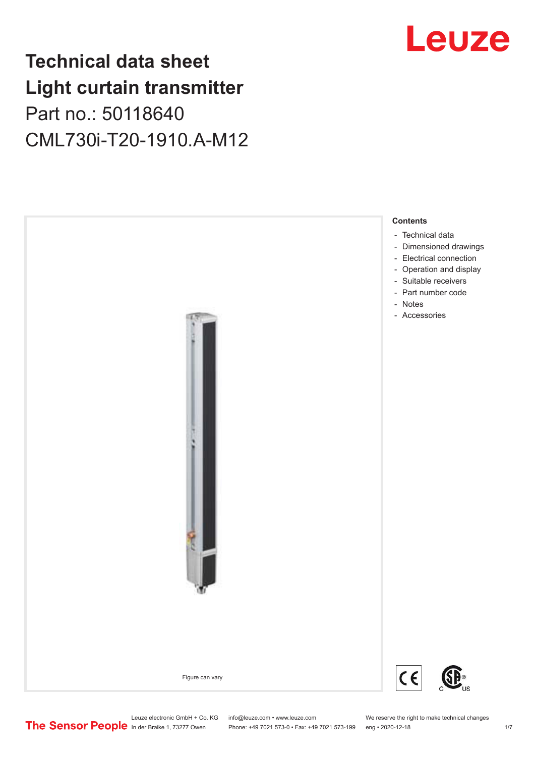# Technical data sheet
# Light curtain transmitter

Part no.: 50118640

CML730i-T20-1910.A-M12

Figure can vary

**Contents**

- Technical data
- Dimensioned drawings
- Electrical connection
- Operation and display
- Suitable receivers
- Part number code
- Notes
- Accessories

Leuze electronic GmbH + Co. KG
In der Braike 1, 73277 Owen

info@leuze.com • www.leuze.com
Phone: +49 7021 573-0 • Fax: +49 7021 573-199

We reserve the right to make technical changes
eng • 2020-12-18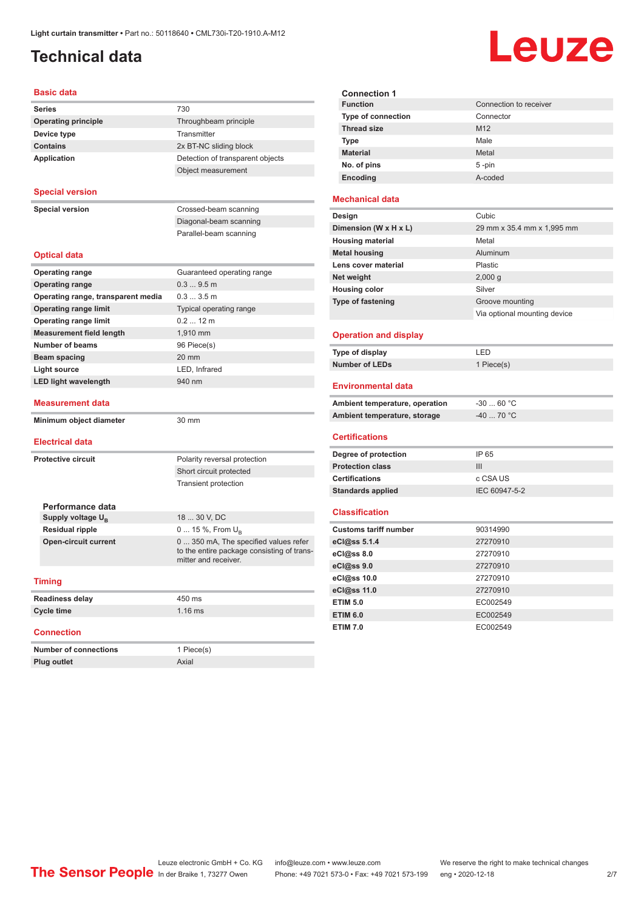# Technical data

## Basic data

| | |
|---|---|
| **Series** | 730 |
| **Operating principle** | Throughbeam principle |
| **Device type** | Transmitter |
| **Contains** | 2x BT-NC sliding block |
| **Application** | Detection of transparent objects |
| | Object measurement |

## Special version

| | |
|---|---|
| **Special version** | Crossed-beam scanning |
| | Diagonal-beam scanning |
| | Parallel-beam scanning |

## Optical data

| | |
|---|---|
| **Operating range** | Guaranteed operating range |
| **Operating range** | 0.3 ... 9.5 m |
| **Operating range, transparent media** | 0.3 ... 3.5 m |
| **Operating range limit** | Typical operating range |
| **Operating range limit** | 0.2 ... 12 m |
| **Measurement field length** | 1,910 mm |
| **Number of beams** | 96 Piece(s) |
| **Beam spacing** | 20 mm |
| **Light source** | LED, Infrared |
| **LED light wavelength** | 940 nm |

## Measurement data

| | |
|---|---|
| **Minimum object diameter** | 30 mm |

## Electrical data

| | |
|---|---|
| **Protective circuit** | Polarity reversal protection |
| | Short circuit protected |
| | Transient protection |

### Performance data

| | |
|---|---|
| **Supply voltage $U_B$** | 18 ... 30 V, DC |
| **Residual ripple** | 0 ... 15 %, From $U_B$ |
| **Open-circuit current** | 0 ... 350 mA, The specified values refer to the entire package consisting of transmitter and receiver. |

## Timing

| | |
|---|---|
| **Readiness delay** | 450 ms |
| **Cycle time** | 1.16 ms |

## Connection

| | |
|---|---|
| **Number of connections** | 1 Piece(s) |
| **Plug outlet** | Axial |

### Connection 1

| | |
|---|---|
| **Function** | Connection to receiver |
| **Type of connection** | Connector |
| **Thread size** | M12 |
| **Type** | Male |
| **Material** | Metal |
| **No. of pins** | 5 -pin |
| **Encoding** | A-coded |

## Mechanical data

| | |
|---|---|
| **Design** | Cubic |
| **Dimension (W x H x L)** | 29 mm x 35.4 mm x 1,995 mm |
| **Housing material** | Metal |
| **Metal housing** | Aluminum |
| **Lens cover material** | Plastic |
| **Net weight** | 2,000 g |
| **Housing color** | Silver |
| **Type of fastening** | Groove mounting |
| | Via optional mounting device |

## Operation and display

| | |
|---|---|
| **Type of display** | LED |
| **Number of LEDs** | 1 Piece(s) |

## Environmental data

| | |
|---|---|
| **Ambient temperature, operation** | -30 ... 60 °C |
| **Ambient temperature, storage** | -40 ... 70 °C |

## Certifications

| | |
|---|---|
| **Degree of protection** | IP 65 |
| **Protection class** | III |
| **Certifications** | c CSA US |
| **Standards applied** | IEC 60947-5-2 |

## Classification

| | |
|---|---|
| **Customs tariff number** | 90314990 |
| **eCl@ss 5.1.4** | 27270910 |
| **eCl@ss 8.0** | 27270910 |
| **eCl@ss 9.0** | 27270910 |
| **eCl@ss 10.0** | 27270910 |
| **eCl@ss 11.0** | 27270910 |
| **ETIM 5.0** | EC002549 |
| **ETIM 6.0** | EC002549 |
| **ETIM 7.0** | EC002549 |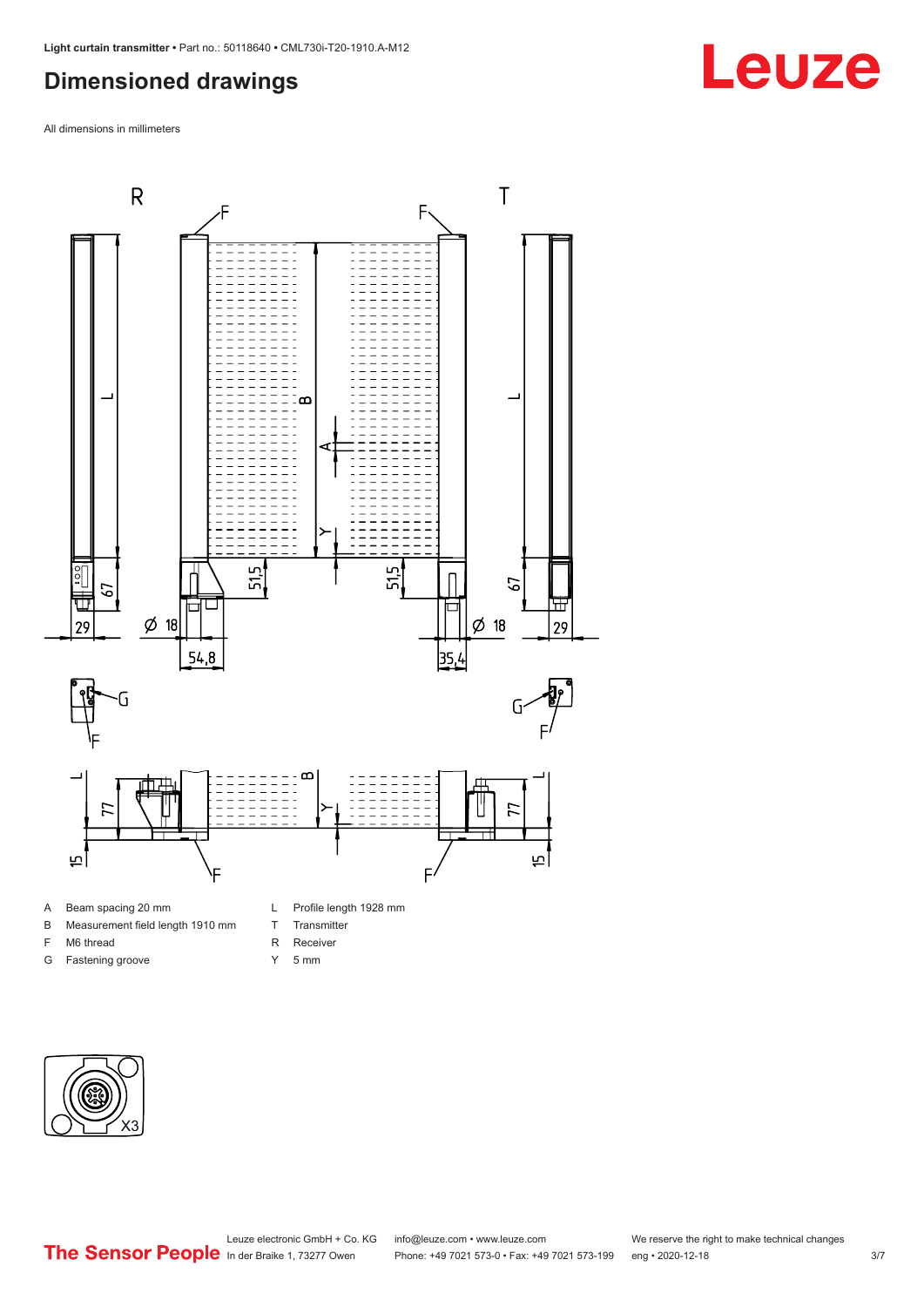## Dimensioned drawings

All dimensions in millimeters

- A Beam spacing 20 mm
- B Measurement field length 1910 mm
- F M6 thread
- G Fastening groove
- L Profile length 1928 mm
- T Transmitter
- R Receiver
- Y 5 mm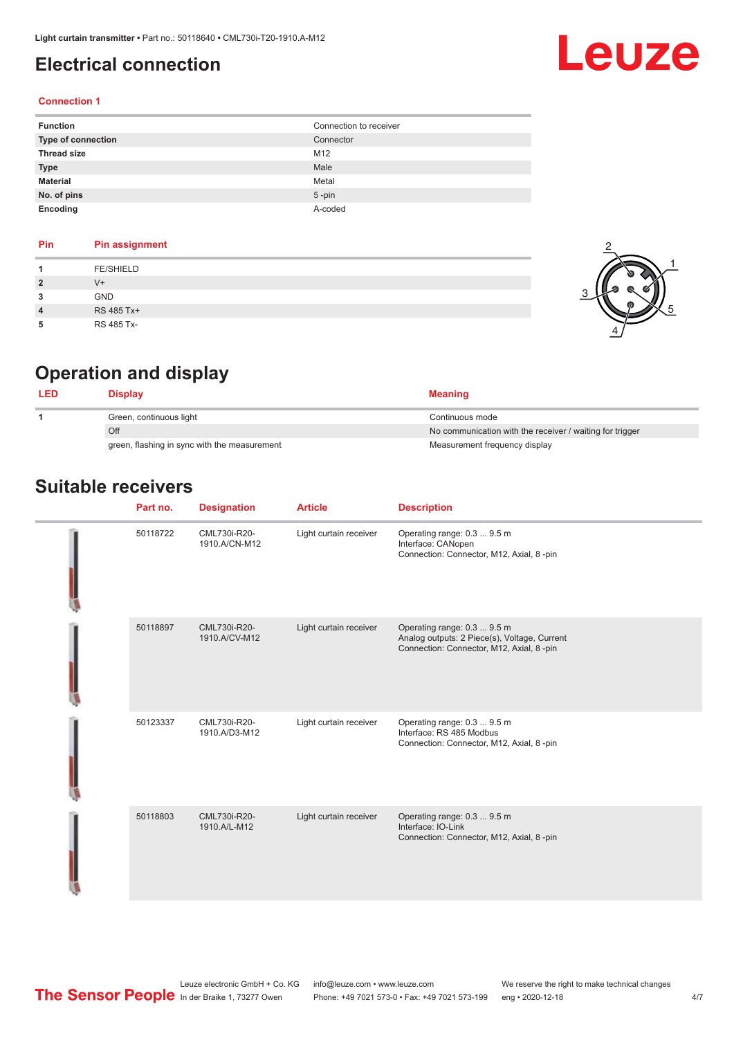# Electrical connection

## Connection 1

| | |
|---|---|
| **Function** | Connection to receiver |
| **Type of connection** | Connector |
| **Thread size** | M12 |
| **Type** | Male |
| **Material** | Metal |
| **No. of pins** | 5 -pin |
| **Encoding** | A-coded |

| Pin | Pin assignment |
|---|---|
| **1** | FE/SHIELD |
| **2** | V+ |
| **3** | GND |
| **4** | RS 485 Tx+ |
| **5** | RS 485 Tx- |

2
1
3
5
4

# Operation and display

| LED | Display | Meaning |
|---|---|---|
| **1** | Green, continuous light | Continuous mode |
| | Off | No communication with the receiver / waiting for trigger |
| | green, flashing in sync with the measurement | Measurement frequency display |

# Suitable receivers

| Part no. | Designation | Article | Description |
|---|---|---|---|
| 50118722 | CML730i-R20-1910.A/CN-M12 | Light curtain receiver | Operating range: 0.3 ... 9.5 m<br>Interface: CANopen<br>Connection: Connector, M12, Axial, 8 -pin |
| 50118897 | CML730i-R20-1910.A/CV-M12 | Light curtain receiver | Operating range: 0.3 ... 9.5 m<br>Analog outputs: 2 Piece(s), Voltage, Current<br>Connection: Connector, M12, Axial, 8 -pin |
| 50123337 | CML730i-R20-1910.A/D3-M12 | Light curtain receiver | Operating range: 0.3 ... 9.5 m<br>Interface: RS 485 Modbus<br>Connection: Connector, M12, Axial, 8 -pin |
| 50118803 | CML730i-R20-1910.A/L-M12 | Light curtain receiver | Operating range: 0.3 ... 9.5 m<br>Interface: IO-Link<br>Connection: Connector, M12, Axial, 8 -pin |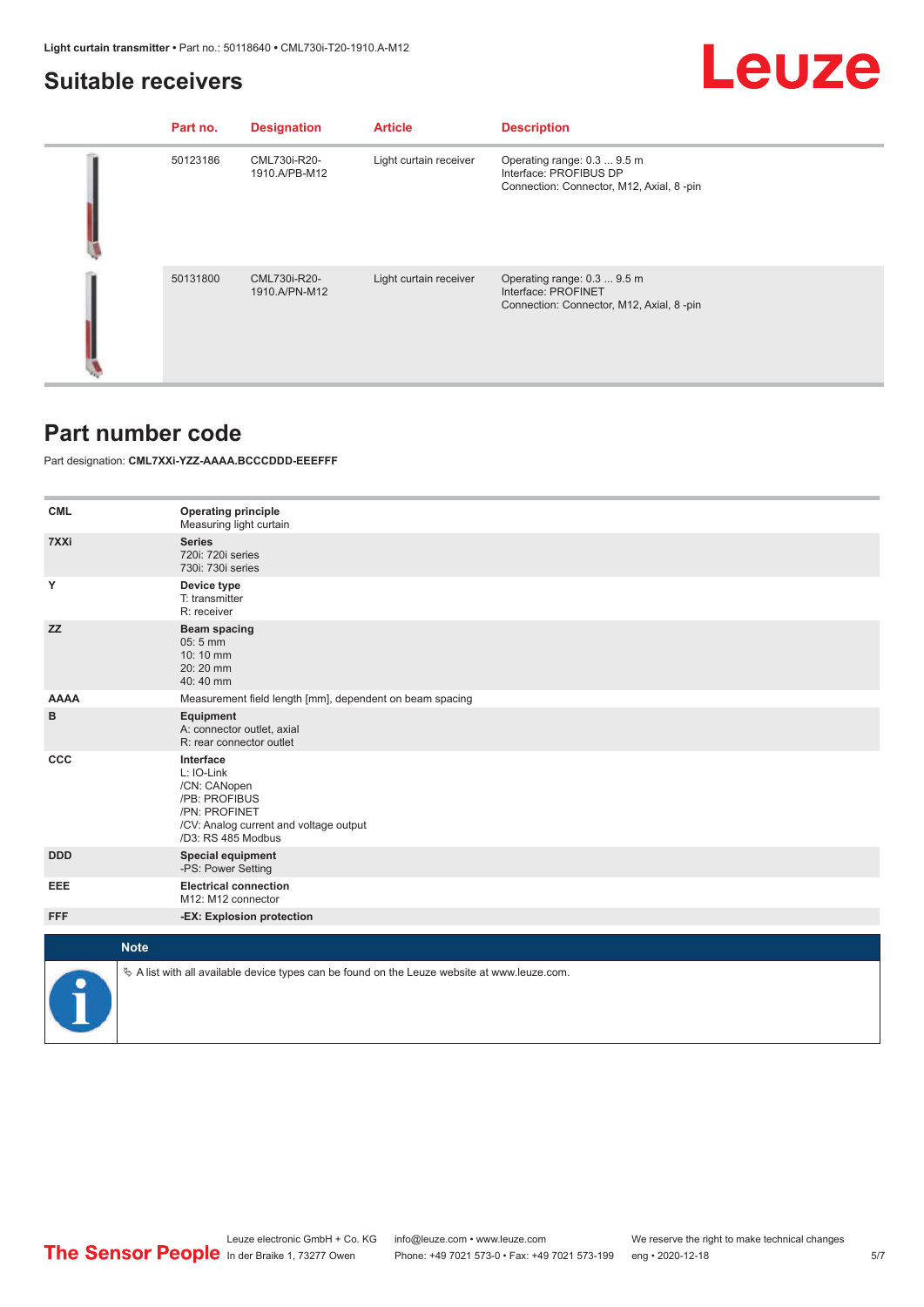## Suitable receivers

| | Part no. | Designation | Article | Description |
|---|---|---|---|---|
| | 50123186 | CML730i-R20-1910.A/PB-M12 | Light curtain receiver | Operating range: 0.3 ... 9.5 m<br>Interface: PROFIBUS DP<br>Connection: Connector, M12, Axial, 8 -pin |
| | 50131800 | CML730i-R20-1910.A/PN-M12 | Light curtain receiver | Operating range: 0.3 ... 9.5 m<br>Interface: PROFINET<br>Connection: Connector, M12, Axial, 8 -pin |

## Part number code

Part designation: **CML7XXi-YZZ-AAAA.BCCCDDD-EEEFFF**

| | |
|---|---|
| **CML** | **Operating principle**<br>Measuring light curtain |
| **7XXi** | **Series**<br>720i: 720i series<br>730i: 730i series |
| **Y** | **Device type**<br>T: transmitter<br>R: receiver |
| **ZZ** | **Beam spacing**<br>05: 5 mm<br>10: 10 mm<br>20: 20 mm<br>40: 40 mm |
| **AAAA** | Measurement field length [mm], dependent on beam spacing |
| **B** | **Equipment**<br>A: connector outlet, axial<br>R: rear connector outlet |
| **CCC** | **Interface**<br>L: IO-Link<br>/CN: CANopen<br>/PB: PROFIBUS<br>/PN: PROFINET<br>/CV: Analog current and voltage output<br>/D3: RS 485 Modbus |
| **DDD** | **Special equipment**<br>-PS: Power Setting |
| **EEE** | **Electrical connection**<br>M12: M12 connector |
| **FFF** | **-EX: Explosion protection** |

**Note**

↳ A list with all available device types can be found on the Leuze website at www.leuze.com.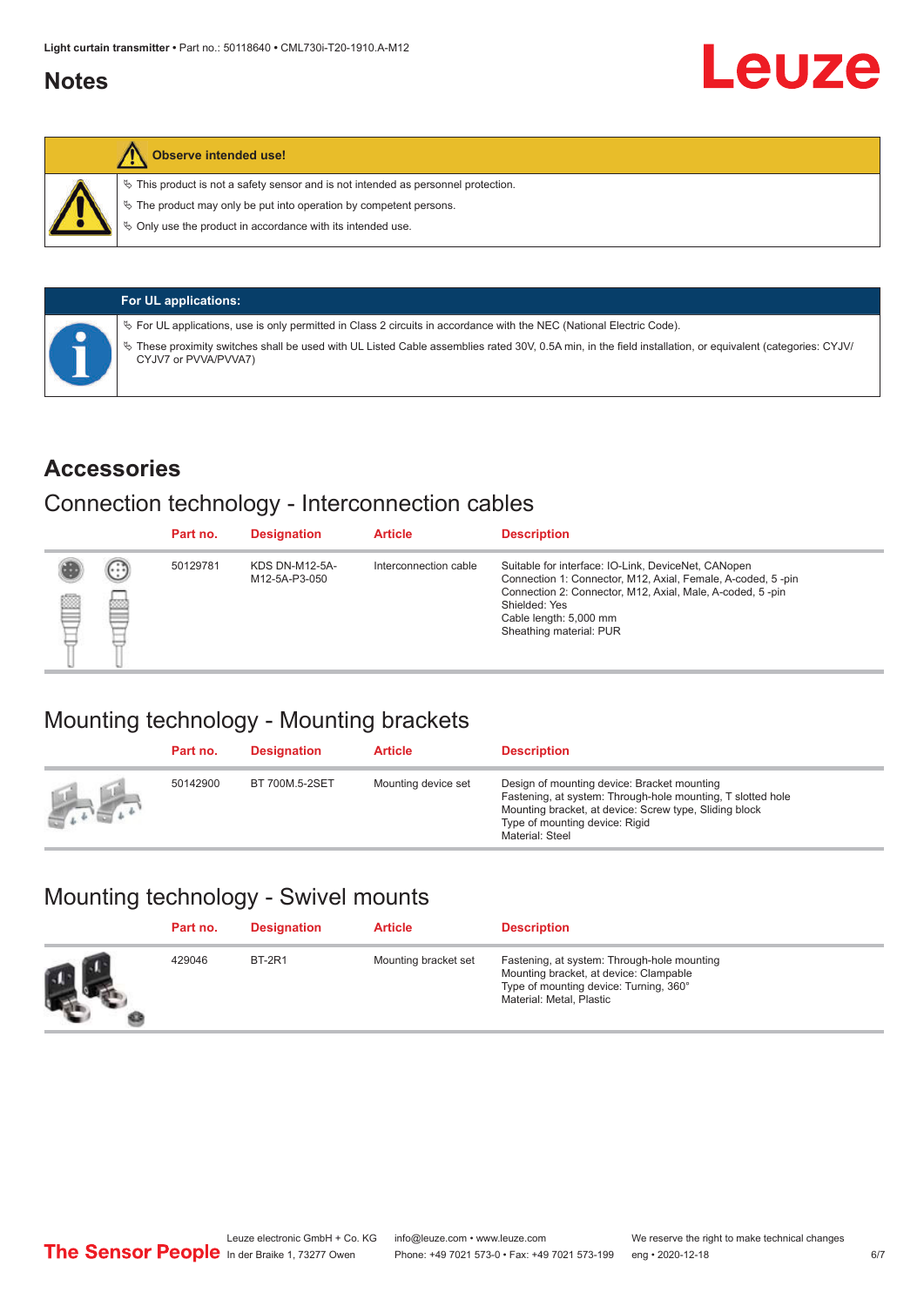## Notes

**Observe intended use!**

- ✎ This product is not a safety sensor and is not intended as personnel protection.
- ✎ The product may only be put into operation by competent persons.
- ✎ Only use the product in accordance with its intended use.

**For UL applications:**

- ✎ For UL applications, use is only permitted in Class 2 circuits in accordance with the NEC (National Electric Code).
- ✎ These proximity switches shall be used with UL Listed Cable assemblies rated 30V, 0.5A min, in the field installation, or equivalent (categories: CYJV/ CYJV7 or PVVA/PVVA7)

## Accessories

### Connection technology - Interconnection cables

| | Part no. | Designation | Article | Description |
|---|---|---|---|---|
| | 50129781 | KDS DN-M12-5A-M12-5A-P3-050 | Interconnection cable | Suitable for interface: IO-Link, DeviceNet, CANopen<br>Connection 1: Connector, M12, Axial, Female, A-coded, 5 -pin<br>Connection 2: Connector, M12, Axial, Male, A-coded, 5 -pin<br>Shielded: Yes<br>Cable length: 5,000 mm<br>Sheathing material: PUR |

### Mounting technology - Mounting brackets

| | Part no. | Designation | Article | Description |
|---|---|---|---|---|
| | 50142900 | BT 700M.5-2SET | Mounting device set | Design of mounting device: Bracket mounting<br>Fastening, at system: Through-hole mounting, T slotted hole<br>Mounting bracket, at device: Screw type, Sliding block<br>Type of mounting device: Rigid<br>Material: Steel |

### Mounting technology - Swivel mounts

| | Part no. | Designation | Article | Description |
|---|---|---|---|---|
| | 429046 | BT-2R1 | Mounting bracket set | Fastening, at system: Through-hole mounting<br>Mounting bracket, at device: Clampable<br>Type of mounting device: Turning, 360°<br>Material: Metal, Plastic |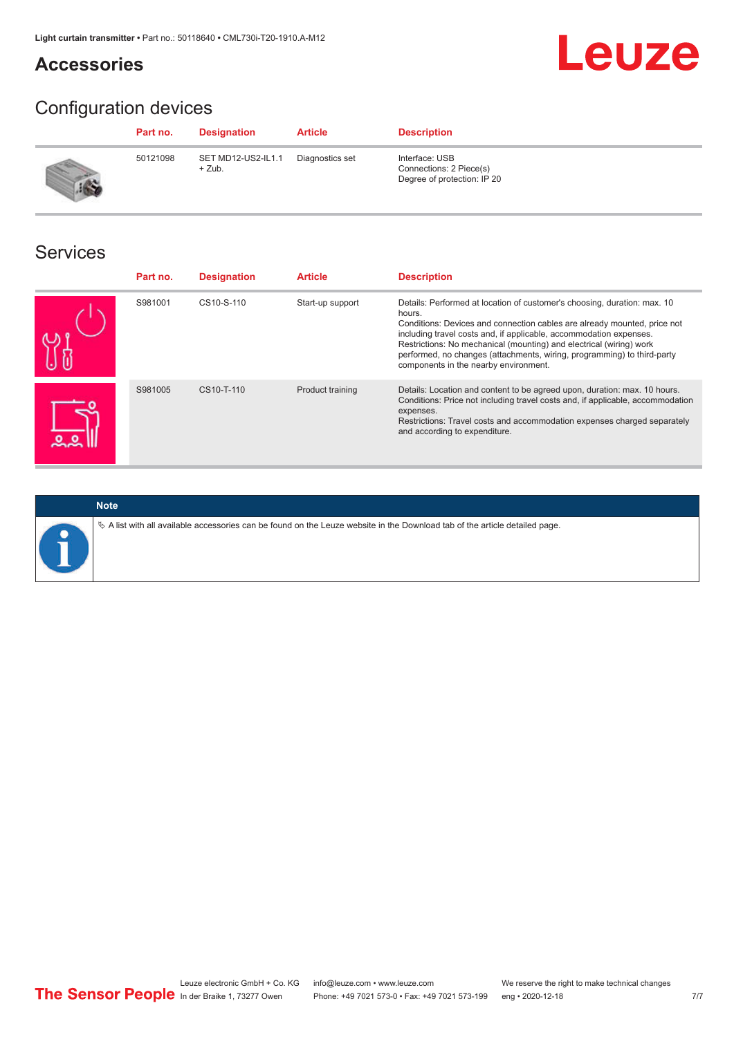## Accessories

### Configuration devices

| | Part no. | Designation | Article | Description |
|---|---|---|---|---|
| | 50121098 | SET MD12-US2-IL1.1 + Zub. | Diagnostics set | Interface: USB<br>Connections: 2 Piece(s)<br>Degree of protection: IP 20 |

### Services

| | Part no. | Designation | Article | Description |
|---|---|---|---|---|
| | S981001 | CS10-S-110 | Start-up support | Details: Performed at location of customer's choosing, duration: max. 10 hours.<br>Conditions: Devices and connection cables are already mounted, price not including travel costs and, if applicable, accommodation expenses.<br>Restrictions: No mechanical (mounting) and electrical (wiring) work performed, no changes (attachments, wiring, programming) to third-party components in the nearby environment. |
| | S981005 | CS10-T-110 | Product training | Details: Location and content to be agreed upon, duration: max. 10 hours.<br>Conditions: Price not including travel costs and, if applicable, accommodation expenses.<br>Restrictions: Travel costs and accommodation expenses charged separately and according to expenditure. |

**Note**

↳ A list with all available accessories can be found on the Leuze website in the Download tab of the article detailed page.